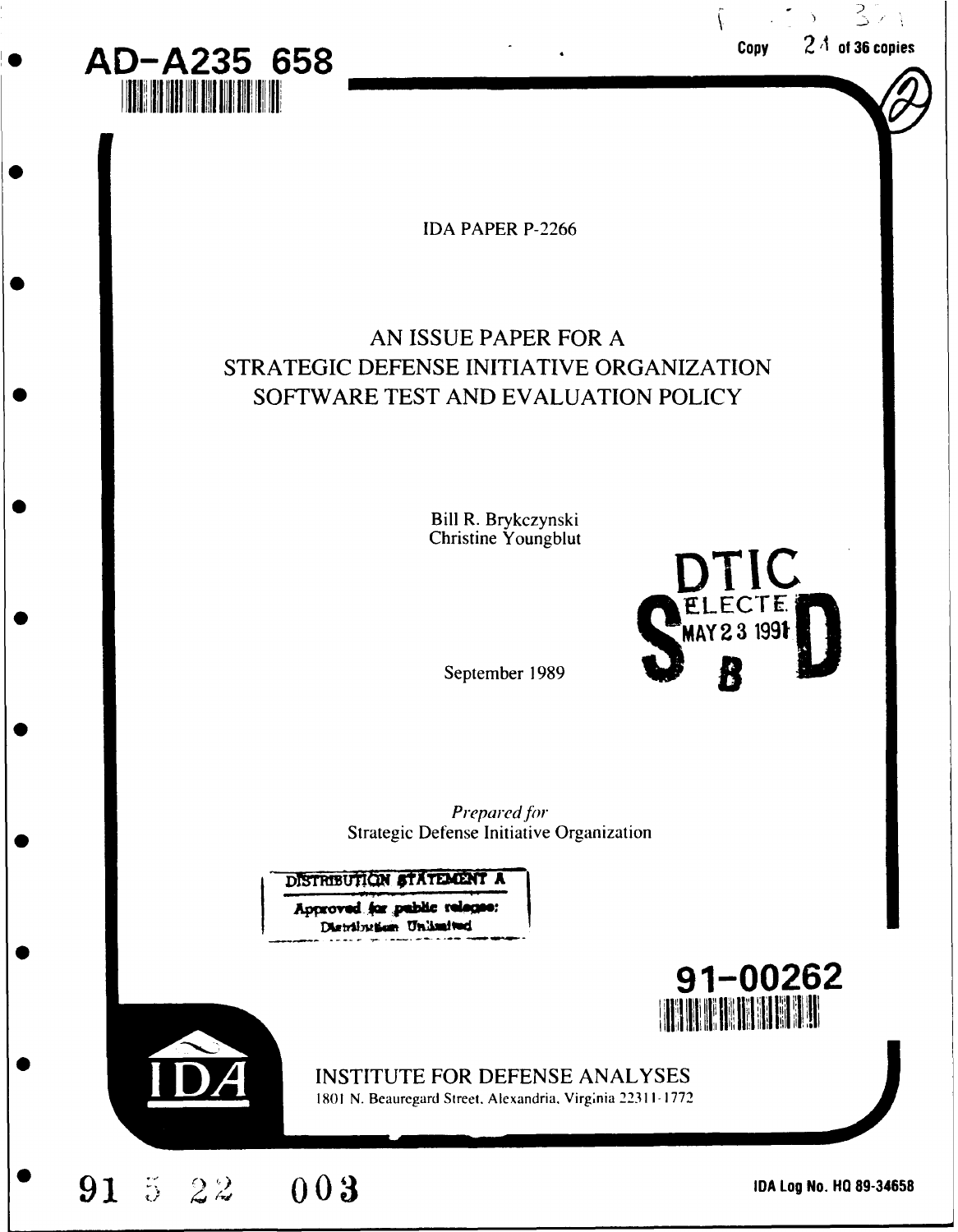AD-A235 658

Copy 24 of 36 copies

IDA PAPER P-2266

# AN ISSUE PAPER FOR A STRATEGIC DEFENSE INITIATIVE ORGANIZATION SOFTWARE TEST AND EVALUATION POLICY

Bill R. Brykczynski
Christine Youngblut

DTIC ELECTE MAY 23 1991 S B D

September 1989

*Prepared for*
Strategic Defense Initiative Organization

DISTRIBUTION STATEMENT A
Approved for public release;
Distribution Unlimited

91-00262

INSTITUTE FOR DEFENSE ANALYSES
1801 N. Beauregard Street, Alexandria, Virginia 22311-1772

91 5 22 003

IDA Log No. HQ 89-34658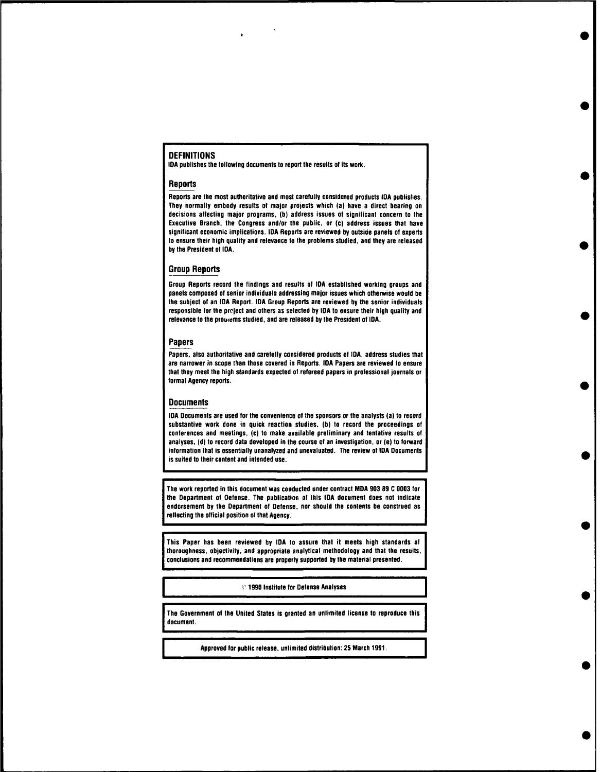## DEFINITIONS

IDA publishes the following documents to report the results of its work.

### Reports

Reports are the most authoritative and most carefully considered products IDA publishes. They normally embody results of major projects which (a) have a direct bearing on decisions affecting major programs, (b) address issues of significant concern to the Executive Branch, the Congress and/or the public, or (c) address issues that have significant economic implications. IDA Reports are reviewed by outside panels of experts to ensure their high quality and relevance to the problems studied, and they are released by the President of IDA.

### Group Reports

Group Reports record the findings and results of IDA established working groups and panels composed of senior individuals addressing major issues which otherwise would be the subject of an IDA Report. IDA Group Reports are reviewed by the senior individuals responsible for the project and others as selected by IDA to ensure their high quality and relevance to the problems studied, and are released by the President of IDA.

### Papers

Papers, also authoritative and carefully considered products of IDA, address studies that are narrower in scope than those covered in Reports. IDA Papers are reviewed to ensure that they meet the high standards expected of refereed papers in professional journals or formal Agency reports.

### Documents

IDA Documents are used for the convenience of the sponsors or the analysts (a) to record substantive work done in quick reaction studies, (b) to record the proceedings of conferences and meetings, (c) to make available preliminary and tentative results of analyses, (d) to record data developed in the course of an investigation, or (e) to forward information that is essentially unanalyzed and unevaluated. The review of IDA Documents is suited to their content and intended use.

The work reported in this document was conducted under contract MDA 903 89 C 0003 for the Department of Defense. The publication of this IDA document does not indicate endorsement by the Department of Defense, nor should the contents be construed as reflecting the official position of that Agency.

This Paper has been reviewed by IDA to assure that it meets high standards of thoroughness, objectivity, and appropriate analytical methodology and that the results, conclusions and recommendations are properly supported by the material presented.

© 1990 Institute for Defense Analyses

The Government of the United States is granted an unlimited license to reproduce this document.

Approved for public release, unlimited distribution: 25 March 1991.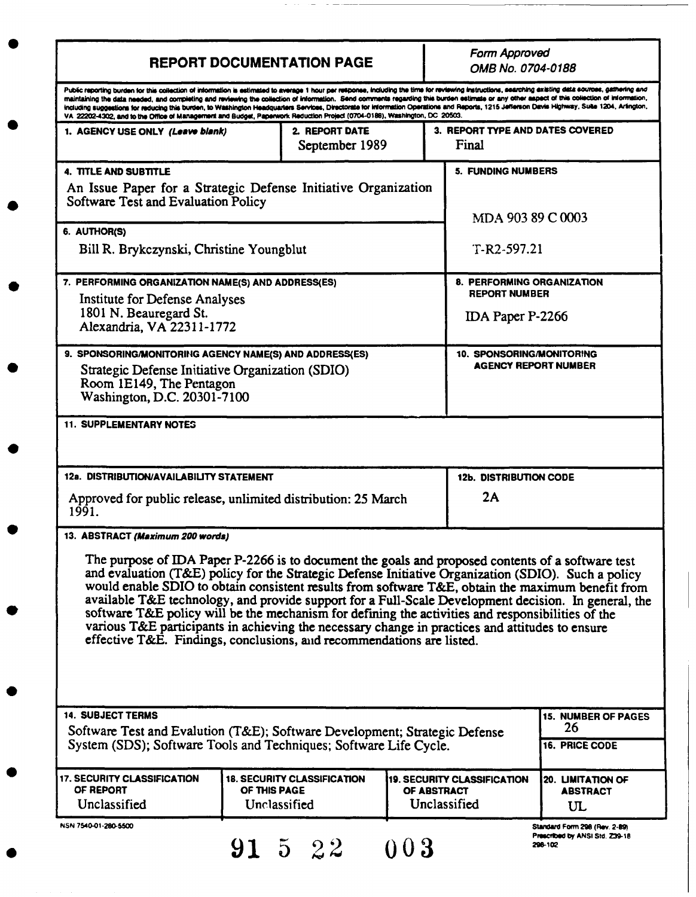# REPORT DOCUMENTATION PAGE

*Form Approved*
*OMB No. 0704-0188*

Public reporting burden for this collection of information is estimated to average 1 hour per response, including the time for reviewing instructions, searching existing data sources, gathering and maintaining the data needed, and completing and reviewing the collection of information. Send comments regarding this burden estimate or any other aspect of this collection of information, including suggestions for reducing this burden, to Washington Headquarters Services, Directorate for Information Operations and Reports, 1215 Jefferson Davis Highway, Suite 1204, Arlington, VA 22202-4302, and to the Office of Management and Budget, Paperwork Reduction Project (0704-0188), Washington, DC 20503.

| 1. AGENCY USE ONLY *(Leave blank)* | 2. REPORT DATE | 3. REPORT TYPE AND DATES COVERED |
|---|---|---|
| | September 1989 | Final |

**4. TITLE AND SUBTITLE**
An Issue Paper for a Strategic Defense Initiative Organization Software Test and Evaluation Policy

**5. FUNDING NUMBERS**
MDA 903 89 C 0003
T-R2-597.21

**6. AUTHOR(S)**
Bill R. Brykczynski, Christine Youngblut

**7. PERFORMING ORGANIZATION NAME(S) AND ADDRESS(ES)**
Institute for Defense Analyses
1801 N. Beauregard St.
Alexandria, VA 22311-1772

**8. PERFORMING ORGANIZATION REPORT NUMBER**
IDA Paper P-2266

**9. SPONSORING/MONITORING AGENCY NAME(S) AND ADDRESS(ES)**
Strategic Defense Initiative Organization (SDIO)
Room 1E149, The Pentagon
Washington, D.C. 20301-7100

**10. SPONSORING/MONITORING AGENCY REPORT NUMBER**

**11. SUPPLEMENTARY NOTES**

**12a. DISTRIBUTION/AVAILABILITY STATEMENT**
Approved for public release, unlimited distribution: 25 March 1991.

**12b. DISTRIBUTION CODE**
2A

**13. ABSTRACT** *(Maximum 200 words)*

The purpose of IDA Paper P-2266 is to document the goals and proposed contents of a software test and evaluation (T&E) policy for the Strategic Defense Initiative Organization (SDIO). Such a policy would enable SDIO to obtain consistent results from software T&E, obtain the maximum benefit from available T&E technology, and provide support for a Full-Scale Development decision. In general, the software T&E policy will be the mechanism for defining the activities and responsibilities of the various T&E participants in achieving the necessary change in practices and attitudes to ensure effective T&E. Findings, conclusions, and recommendations are listed.

**14. SUBJECT TERMS**
Software Test and Evalution (T&E); Software Development; Strategic Defense System (SDS); Software Tools and Techniques; Software Life Cycle.

**15. NUMBER OF PAGES**
26

**16. PRICE CODE**

| 17. SECURITY CLASSIFICATION OF REPORT | 18. SECURITY CLASSIFICATION OF THIS PAGE | 19. SECURITY CLASSIFICATION OF ABSTRACT | 20. LIMITATION OF ABSTRACT |
|---|---|---|---|
| Unclassified | Unclassified | Unclassified | UL |

NSN 7540-01-280-5500

Standard Form 298 (Rev. 2-89)
Prescribed by ANSI Std. Z39-18
298-102

91 5 22 003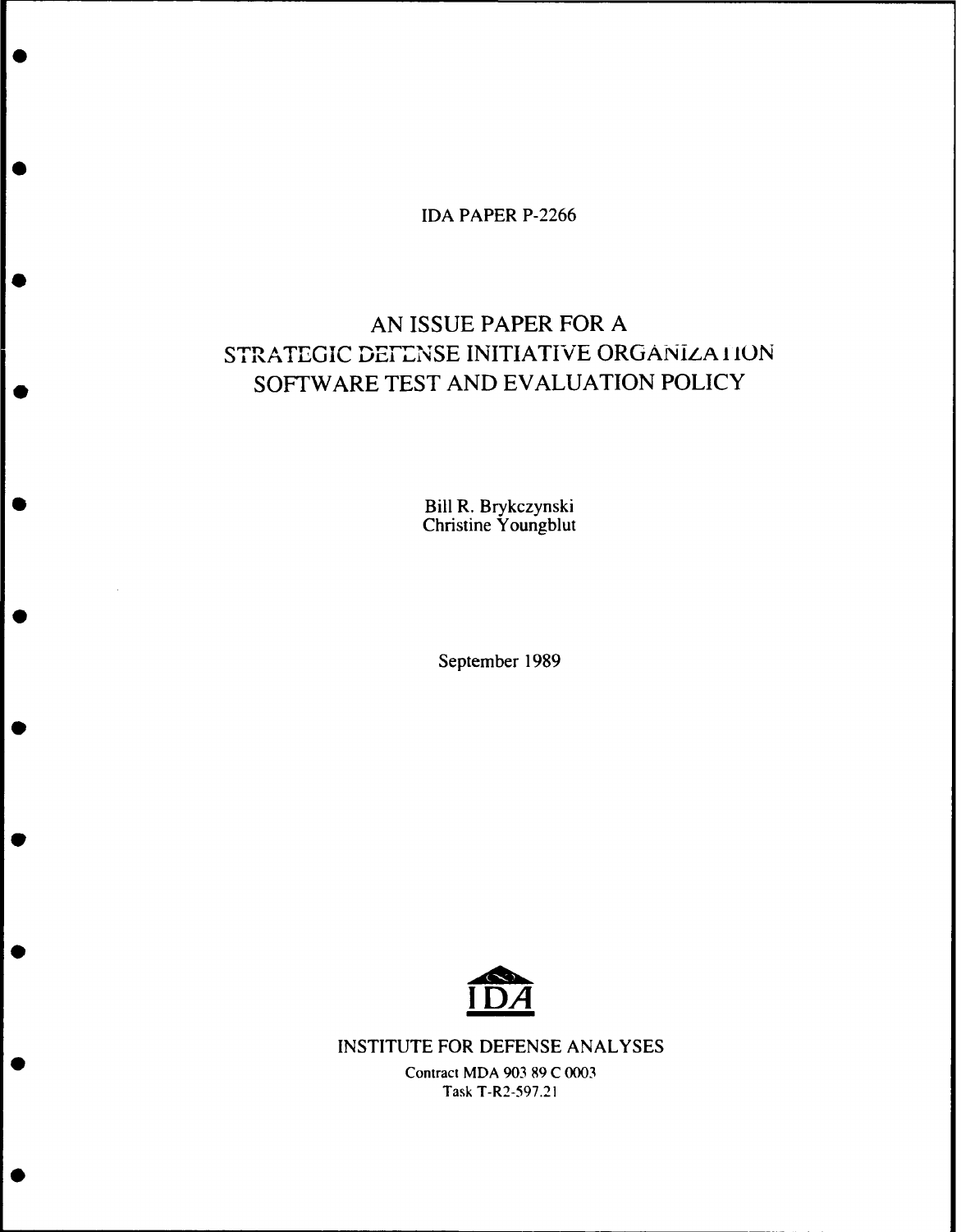IDA PAPER P-2266

# AN ISSUE PAPER FOR A STRATEGIC DEFENSE INITIATIVE ORGANIZATION SOFTWARE TEST AND EVALUATION POLICY

Bill R. Brykczynski
Christine Youngblut

September 1989

INSTITUTE FOR DEFENSE ANALYSES

Contract MDA 903 89 C 0003
Task T-R2-597.21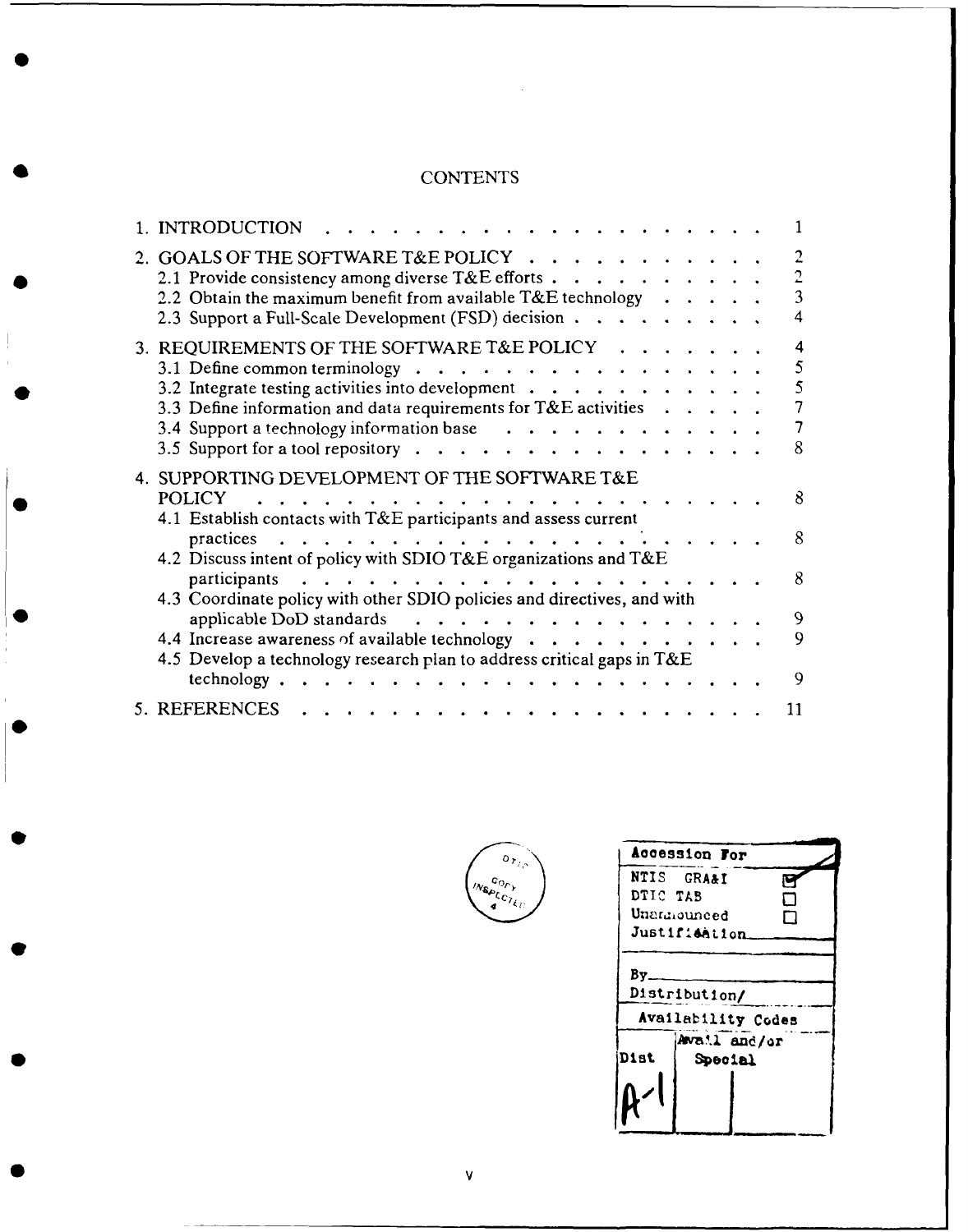# CONTENTS

| | |
|---|---|
| 1. INTRODUCTION | 1 |
| 2. GOALS OF THE SOFTWARE T&E POLICY | 2 |
| 2.1 Provide consistency among diverse T&E efforts | 2 |
| 2.2 Obtain the maximum benefit from available T&E technology | 3 |
| 2.3 Support a Full-Scale Development (FSD) decision | 4 |
| 3. REQUIREMENTS OF THE SOFTWARE T&E POLICY | 4 |
| 3.1 Define common terminology | 5 |
| 3.2 Integrate testing activities into development | 5 |
| 3.3 Define information and data requirements for T&E activities | 7 |
| 3.4 Support a technology information base | 7 |
| 3.5 Support for a tool repository | 8 |
| 4. SUPPORTING DEVELOPMENT OF THE SOFTWARE T&E POLICY | 8 |
| 4.1 Establish contacts with T&E participants and assess current practices | 8 |
| 4.2 Discuss intent of policy with SDIO T&E organizations and T&E participants | 8 |
| 4.3 Coordinate policy with other SDIO policies and directives, and with applicable DoD standards | 9 |
| 4.4 Increase awareness of available technology | 9 |
| 4.5 Develop a technology research plan to address critical gaps in T&E technology | 9 |
| 5. REFERENCES | 11 |

DTIC COPY INSPECTED 4

| Accession For | |
|---|---|
| NTIS GRA&I | ☑ |
| DTIC TAB | ☐ |
| Unannounced | ☐ |
| Justification | |
| By | |
| Distribution/ | |
| Availability Codes | |
| Dist | Avail and/or Special |
| A-1 | |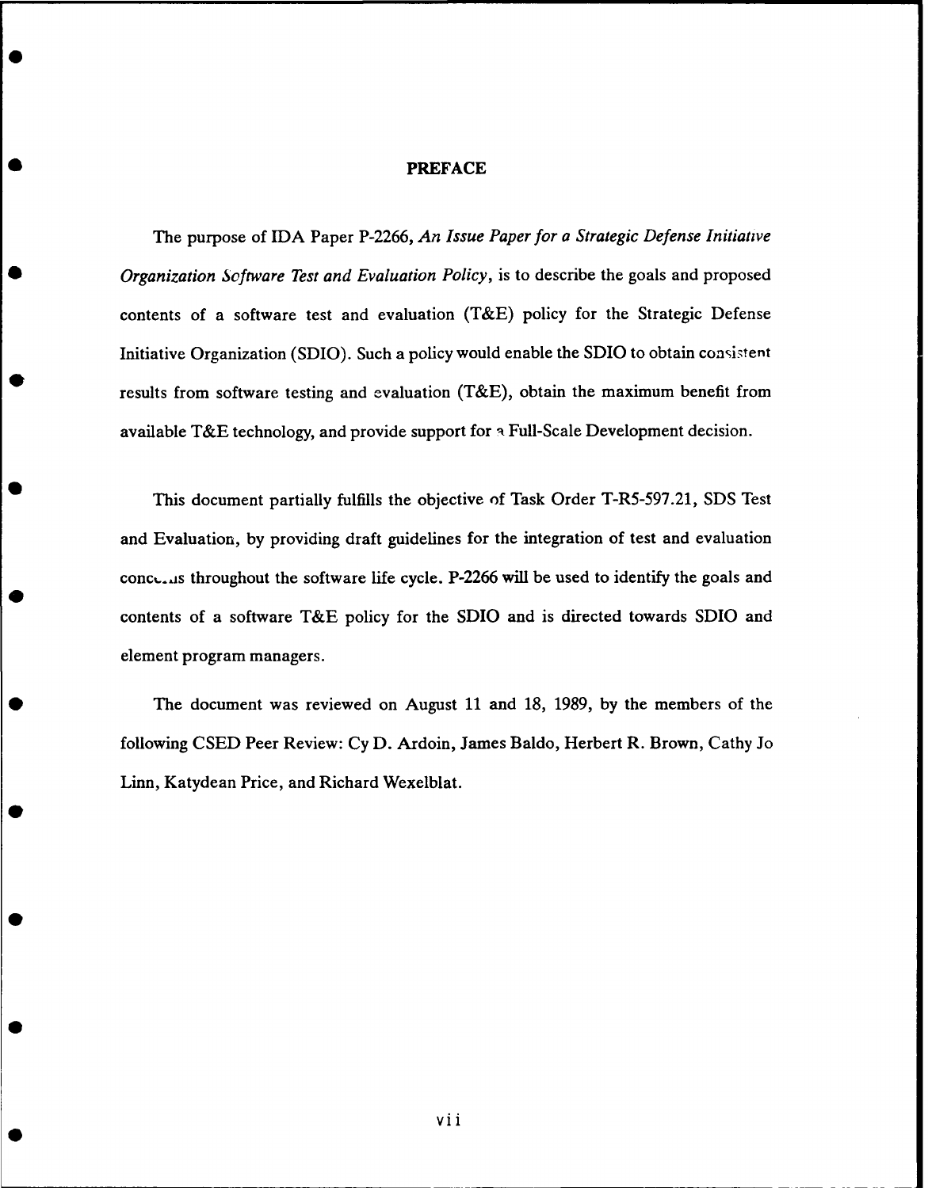## PREFACE

The purpose of IDA Paper P-2266, *An Issue Paper for a Strategic Defense Initiative Organization Software Test and Evaluation Policy*, is to describe the goals and proposed contents of a software test and evaluation (T&E) policy for the Strategic Defense Initiative Organization (SDIO). Such a policy would enable the SDIO to obtain consistent results from software testing and evaluation (T&E), obtain the maximum benefit from available T&E technology, and provide support for a Full-Scale Development decision.

This document partially fulfills the objective of Task Order T-R5-597.21, SDS Test and Evaluation, by providing draft guidelines for the integration of test and evaluation concerns throughout the software life cycle. P-2266 will be used to identify the goals and contents of a software T&E policy for the SDIO and is directed towards SDIO and element program managers.

The document was reviewed on August 11 and 18, 1989, by the members of the following CSED Peer Review: Cy D. Ardoin, James Baldo, Herbert R. Brown, Cathy Jo Linn, Katydean Price, and Richard Wexelblat.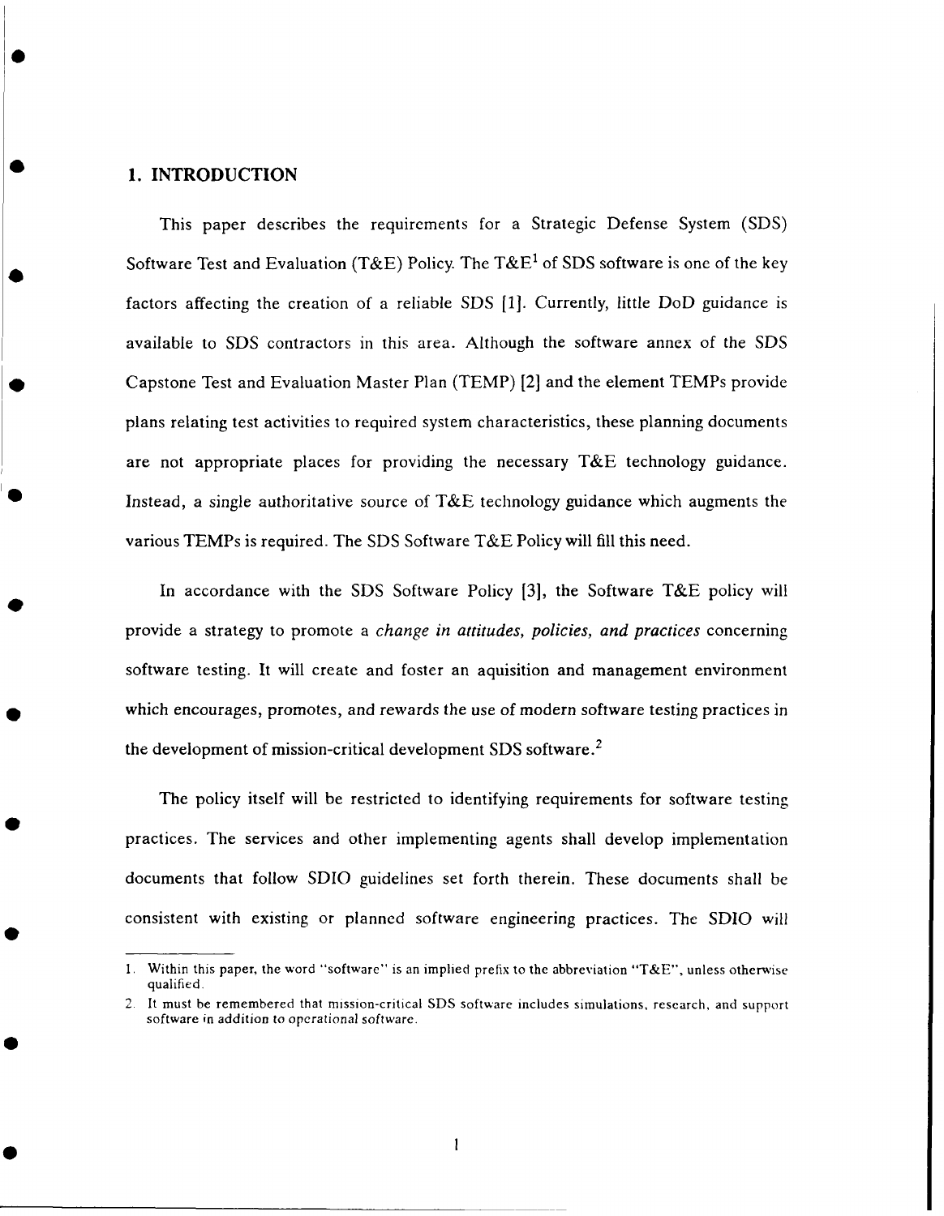# 1. INTRODUCTION

This paper describes the requirements for a Strategic Defense System (SDS) Software Test and Evaluation (T&E) Policy. The T&E[1] of SDS software is one of the key factors affecting the creation of a reliable SDS [1]. Currently, little DoD guidance is available to SDS contractors in this area. Although the software annex of the SDS Capstone Test and Evaluation Master Plan (TEMP) [2] and the element TEMPs provide plans relating test activities to required system characteristics, these planning documents are not appropriate places for providing the necessary T&E technology guidance. Instead, a single authoritative source of T&E technology guidance which augments the various TEMPs is required. The SDS Software T&E Policy will fill this need.

In accordance with the SDS Software Policy [3], the Software T&E policy will provide a strategy to promote a *change in attitudes, policies, and practices* concerning software testing. It will create and foster an aquisition and management environment which encourages, promotes, and rewards the use of modern software testing practices in the development of mission-critical development SDS software.[2]

The policy itself will be restricted to identifying requirements for software testing practices. The services and other implementing agents shall develop implementation documents that follow SDIO guidelines set forth therein. These documents shall be consistent with existing or planned software engineering practices. The SDIO will

---

1. Within this paper, the word "software" is an implied prefix to the abbreviation "T&E", unless otherwise qualified.
2. It must be remembered that mission-critical SDS software includes simulations, research, and support software in addition to operational software.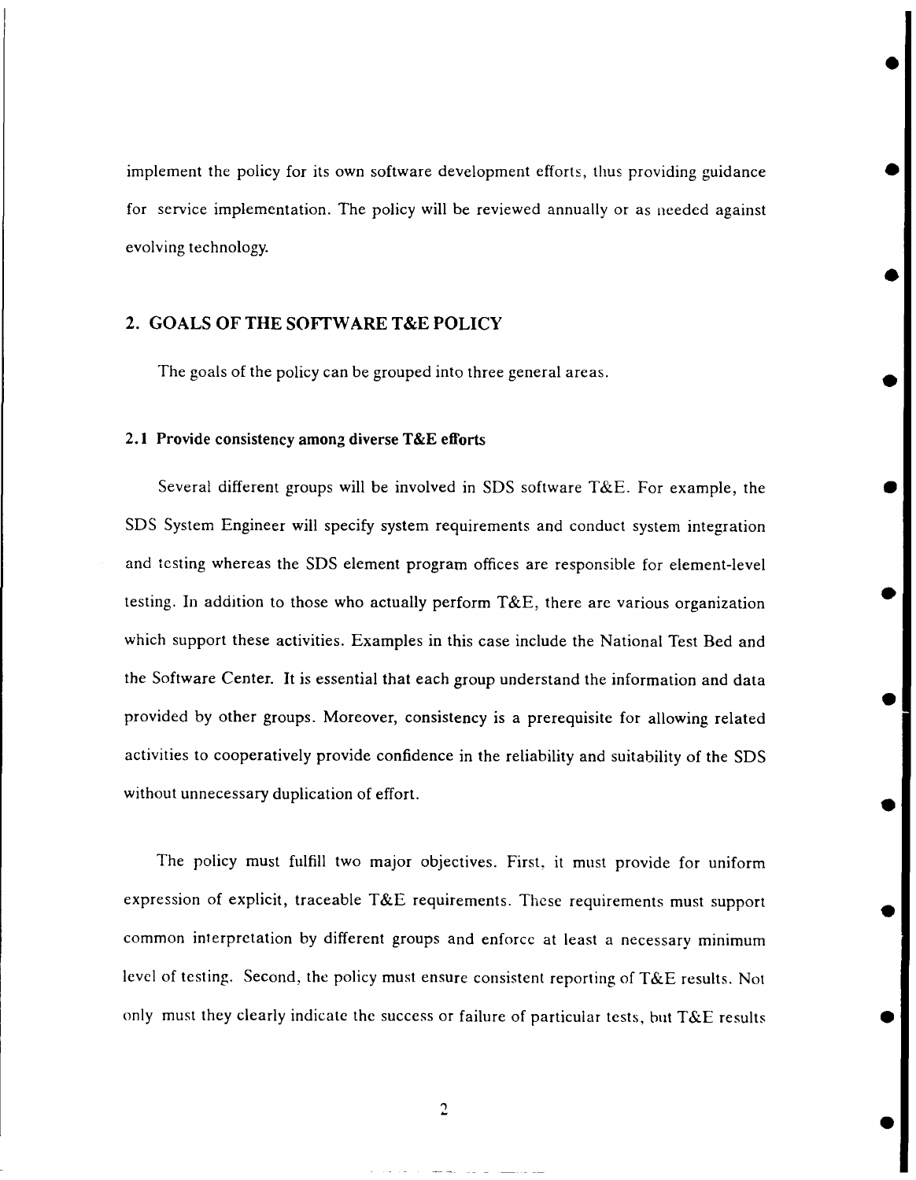implement the policy for its own software development efforts, thus providing guidance for service implementation. The policy will be reviewed annually or as needed against evolving technology.

## 2. GOALS OF THE SOFTWARE T&E POLICY

The goals of the policy can be grouped into three general areas.

### 2.1 Provide consistency among diverse T&E efforts

Several different groups will be involved in SDS software T&E. For example, the SDS System Engineer will specify system requirements and conduct system integration and testing whereas the SDS element program offices are responsible for element-level testing. In addition to those who actually perform T&E, there are various organization which support these activities. Examples in this case include the National Test Bed and the Software Center. It is essential that each group understand the information and data provided by other groups. Moreover, consistency is a prerequisite for allowing related activities to cooperatively provide confidence in the reliability and suitability of the SDS without unnecessary duplication of effort.

The policy must fulfill two major objectives. First, it must provide for uniform expression of explicit, traceable T&E requirements. These requirements must support common interpretation by different groups and enforce at least a necessary minimum level of testing. Second, the policy must ensure consistent reporting of T&E results. Not only must they clearly indicate the success or failure of particular tests, but T&E results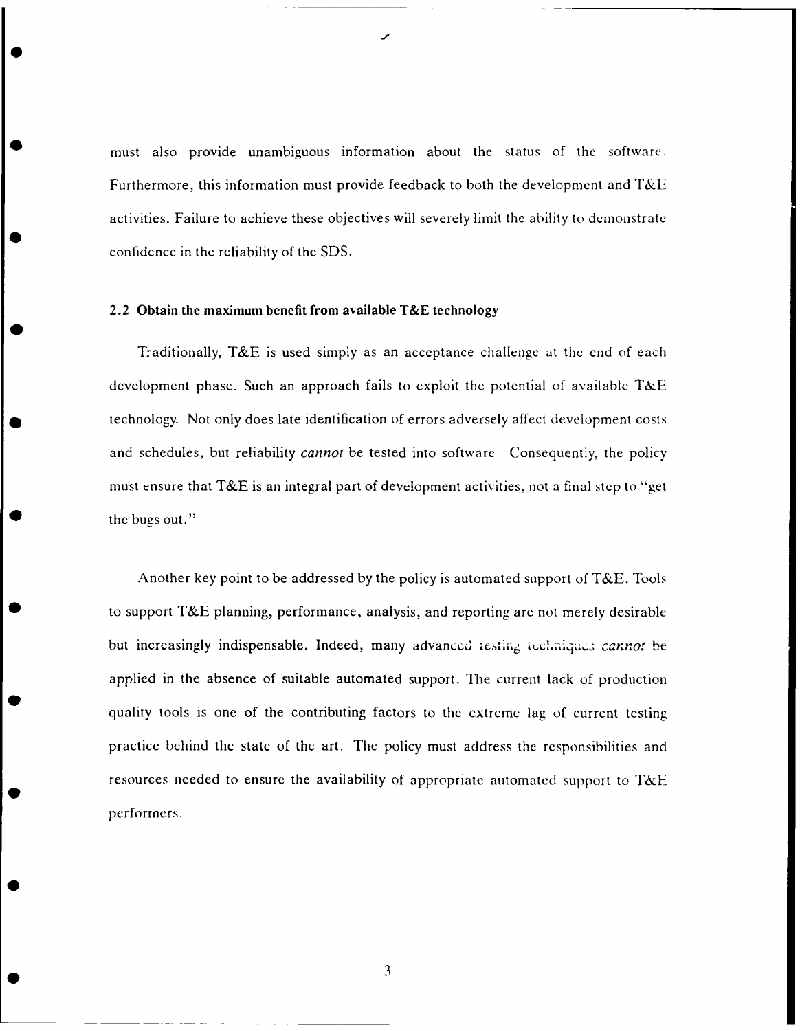must also provide unambiguous information about the status of the software. Furthermore, this information must provide feedback to both the development and T&E activities. Failure to achieve these objectives will severely limit the ability to demonstrate confidence in the reliability of the SDS.

### 2.2 Obtain the maximum benefit from available T&E technology

Traditionally, T&E is used simply as an acceptance challenge at the end of each development phase. Such an approach fails to exploit the potential of available T&E technology. Not only does late identification of errors adversely affect development costs and schedules, but reliability *cannot* be tested into software. Consequently, the policy must ensure that T&E is an integral part of development activities, not a final step to "get the bugs out."

Another key point to be addressed by the policy is automated support of T&E. Tools to support T&E planning, performance, analysis, and reporting are not merely desirable but increasingly indispensable. Indeed, many advanced testing techniques *cannot* be applied in the absence of suitable automated support. The current lack of production quality tools is one of the contributing factors to the extreme lag of current testing practice behind the state of the art. The policy must address the responsibilities and resources needed to ensure the availability of appropriate automated support to T&E performers.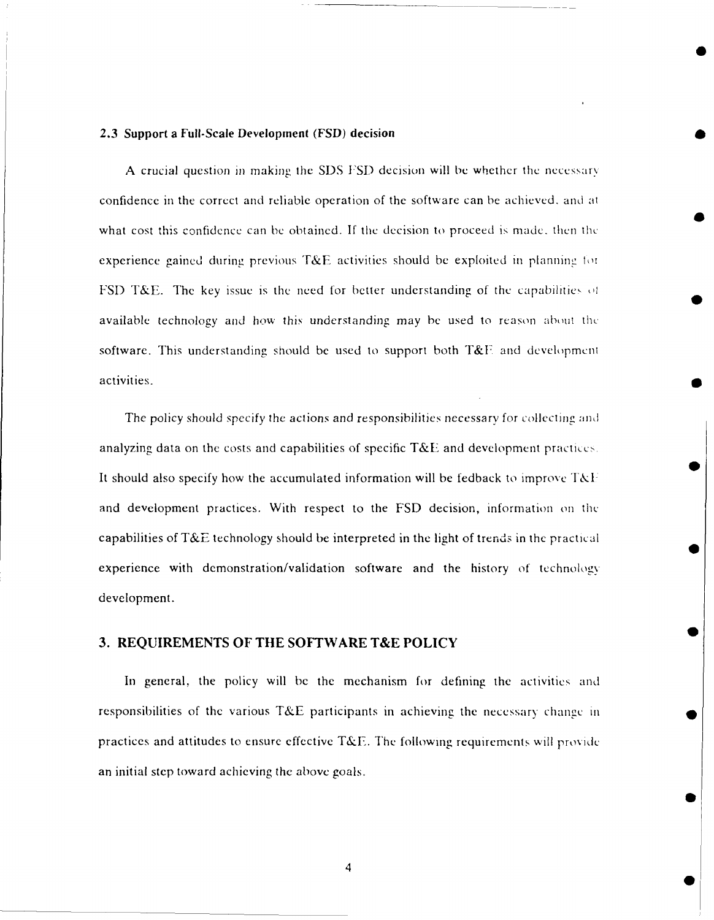### 2.3 Support a Full-Scale Development (FSD) decision

A crucial question in making the SDS FSD decision will be whether the necessary confidence in the correct and reliable operation of the software can be achieved, and at what cost this confidence can be obtained. If the decision to proceed is made, then the experience gained during previous T&E activities should be exploited in planning for FSD T&E. The key issue is the need for better understanding of the capabilities of available technology and how this understanding may be used to reason about the software. This understanding should be used to support both T&E and development activities.

The policy should specify the actions and responsibilities necessary for collecting and analyzing data on the costs and capabilities of specific T&E and development practices. It should also specify how the accumulated information will be fedback to improve T&E and development practices. With respect to the FSD decision, information on the capabilities of T&E technology should be interpreted in the light of trends in the practical experience with demonstration/validation software and the history of technology development.

## 3. REQUIREMENTS OF THE SOFTWARE T&E POLICY

In general, the policy will be the mechanism for defining the activities and responsibilities of the various T&E participants in achieving the necessary change in practices and attitudes to ensure effective T&E. The following requirements will provide an initial step toward achieving the above goals.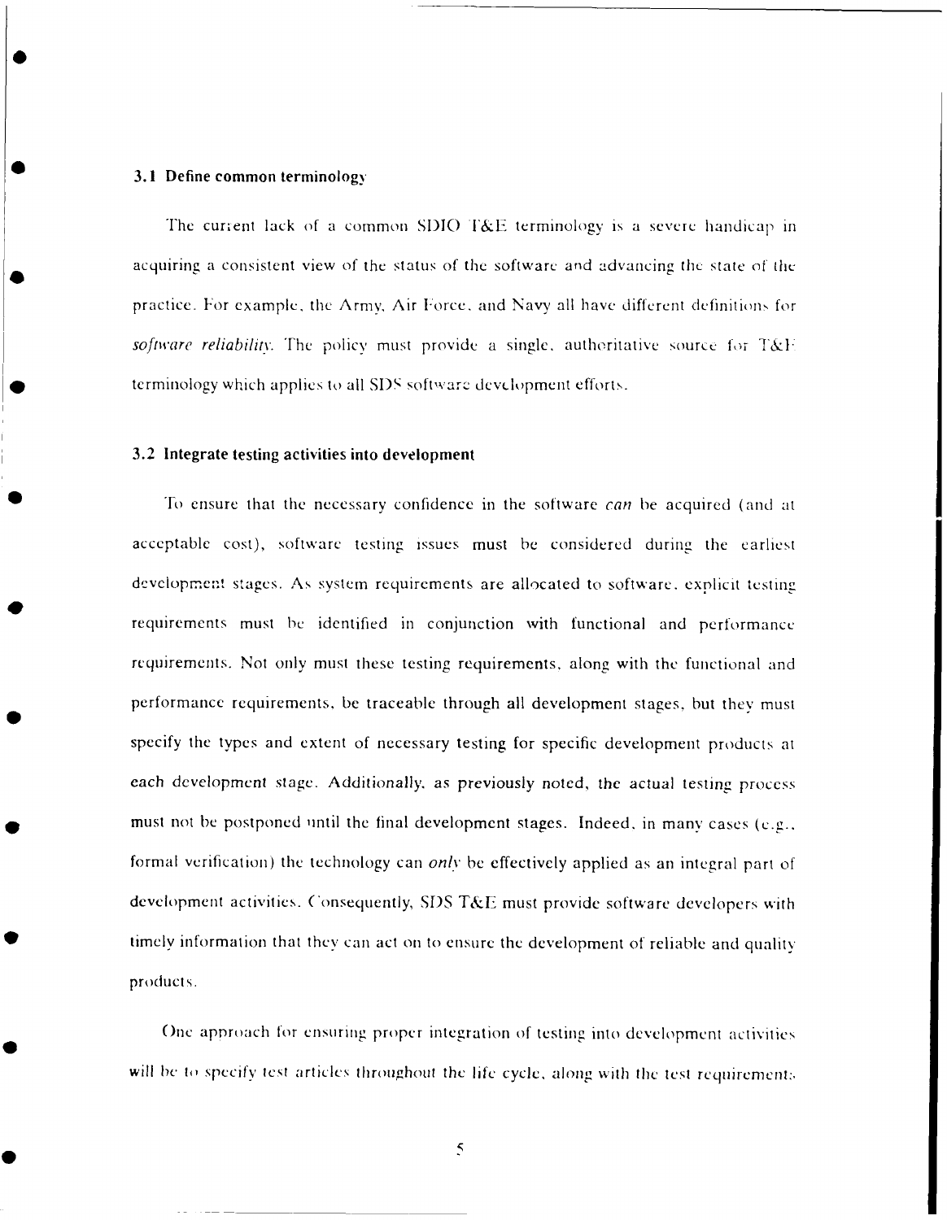### 3.1 Define common terminology

The current lack of a common SDIO T&E terminology is a severe handicap in acquiring a consistent view of the status of the software and advancing the state of the practice. For example, the Army, Air Force, and Navy all have different definitions for *software reliability*. The policy must provide a single, authoritative source for T&E terminology which applies to all SDS software development efforts.

### 3.2 Integrate testing activities into development

To ensure that the necessary confidence in the software *can* be acquired (and at acceptable cost), software testing issues must be considered during the earliest development stages. As system requirements are allocated to software, explicit testing requirements must be identified in conjunction with functional and performance requirements. Not only must these testing requirements, along with the functional and performance requirements, be traceable through all development stages, but they must specify the types and extent of necessary testing for specific development products at each development stage. Additionally, as previously noted, the actual testing process must not be postponed until the final development stages. Indeed, in many cases (e.g., formal verification) the technology can *only* be effectively applied as an integral part of development activities. Consequently, SDS T&E must provide software developers with timely information that they can act on to ensure the development of reliable and quality products.

One approach for ensuring proper integration of testing into development activities will be to specify test articles throughout the life cycle, along with the test requirements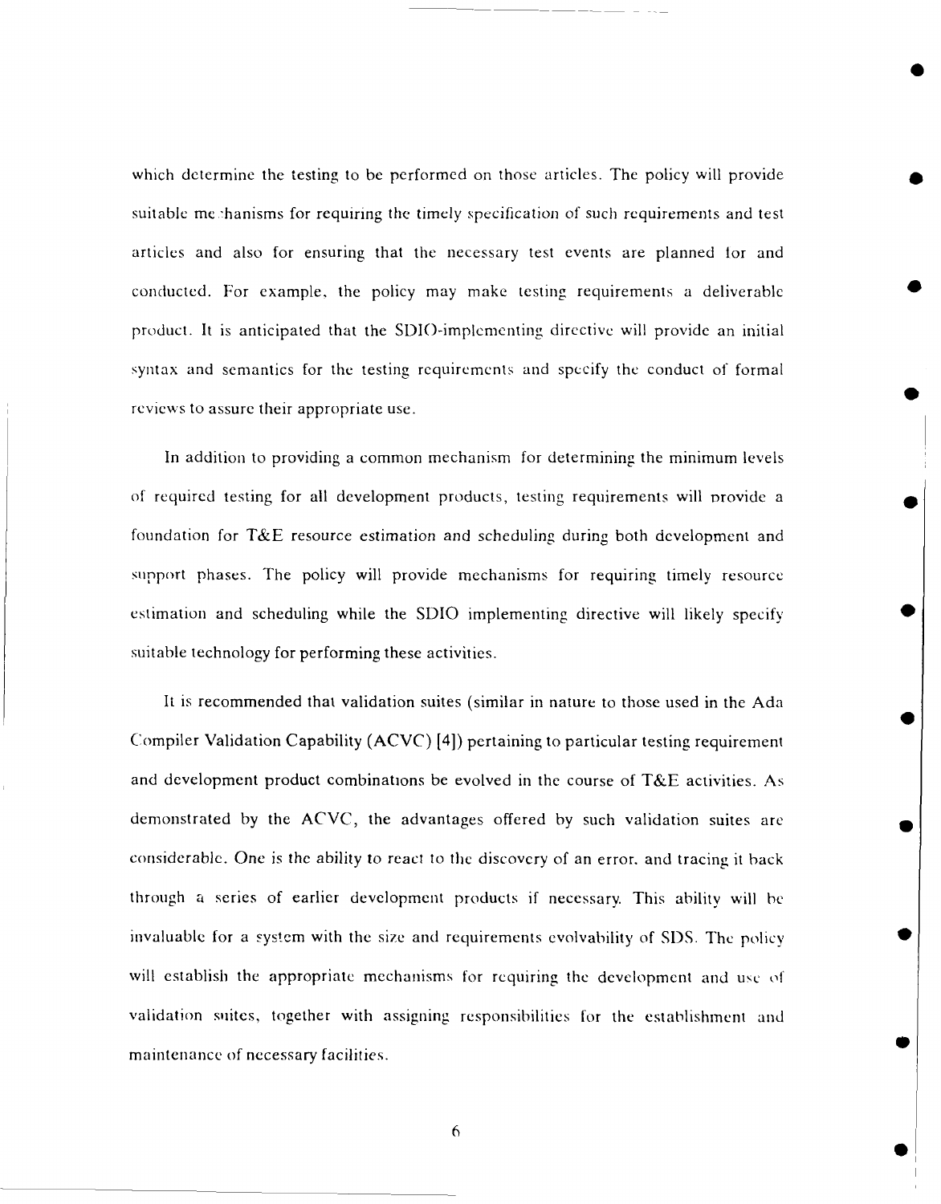which determine the testing to be performed on those articles. The policy will provide suitable mechanisms for requiring the timely specification of such requirements and test articles and also for ensuring that the necessary test events are planned for and conducted. For example, the policy may make testing requirements a deliverable product. It is anticipated that the SDIO-implementing directive will provide an initial syntax and semantics for the testing requirements and specify the conduct of formal reviews to assure their appropriate use.

In addition to providing a common mechanism for determining the minimum levels of required testing for all development products, testing requirements will provide a foundation for T&E resource estimation and scheduling during both development and support phases. The policy will provide mechanisms for requiring timely resource estimation and scheduling while the SDIO implementing directive will likely specify suitable technology for performing these activities.

It is recommended that validation suites (similar in nature to those used in the Ada Compiler Validation Capability (ACVC) [4]) pertaining to particular testing requirement and development product combinations be evolved in the course of T&E activities. As demonstrated by the ACVC, the advantages offered by such validation suites are considerable. One is the ability to react to the discovery of an error, and tracing it back through a series of earlier development products if necessary. This ability will be invaluable for a system with the size and requirements evolvability of SDS. The policy will establish the appropriate mechanisms for requiring the development and use of validation suites, together with assigning responsibilities for the establishment and maintenance of necessary facilities.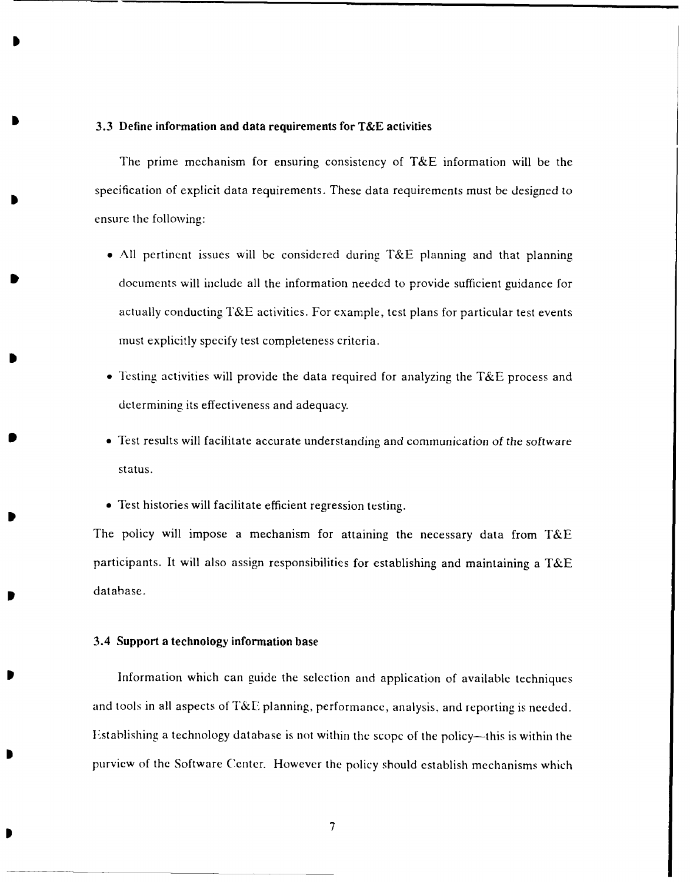### 3.3 Define information and data requirements for T&E activities

The prime mechanism for ensuring consistency of T&E information will be the specification of explicit data requirements. These data requirements must be designed to ensure the following:

- All pertinent issues will be considered during T&E planning and that planning documents will include all the information needed to provide sufficient guidance for actually conducting T&E activities. For example, test plans for particular test events must explicitly specify test completeness criteria.
- Testing activities will provide the data required for analyzing the T&E process and determining its effectiveness and adequacy.
- Test results will facilitate accurate understanding and communication of the software status.
- Test histories will facilitate efficient regression testing.

The policy will impose a mechanism for attaining the necessary data from T&E participants. It will also assign responsibilities for establishing and maintaining a T&E database.

### 3.4 Support a technology information base

Information which can guide the selection and application of available techniques and tools in all aspects of T&E planning, performance, analysis, and reporting is needed. Establishing a technology database is not within the scope of the policy—this is within the purview of the Software Center. However the policy should establish mechanisms which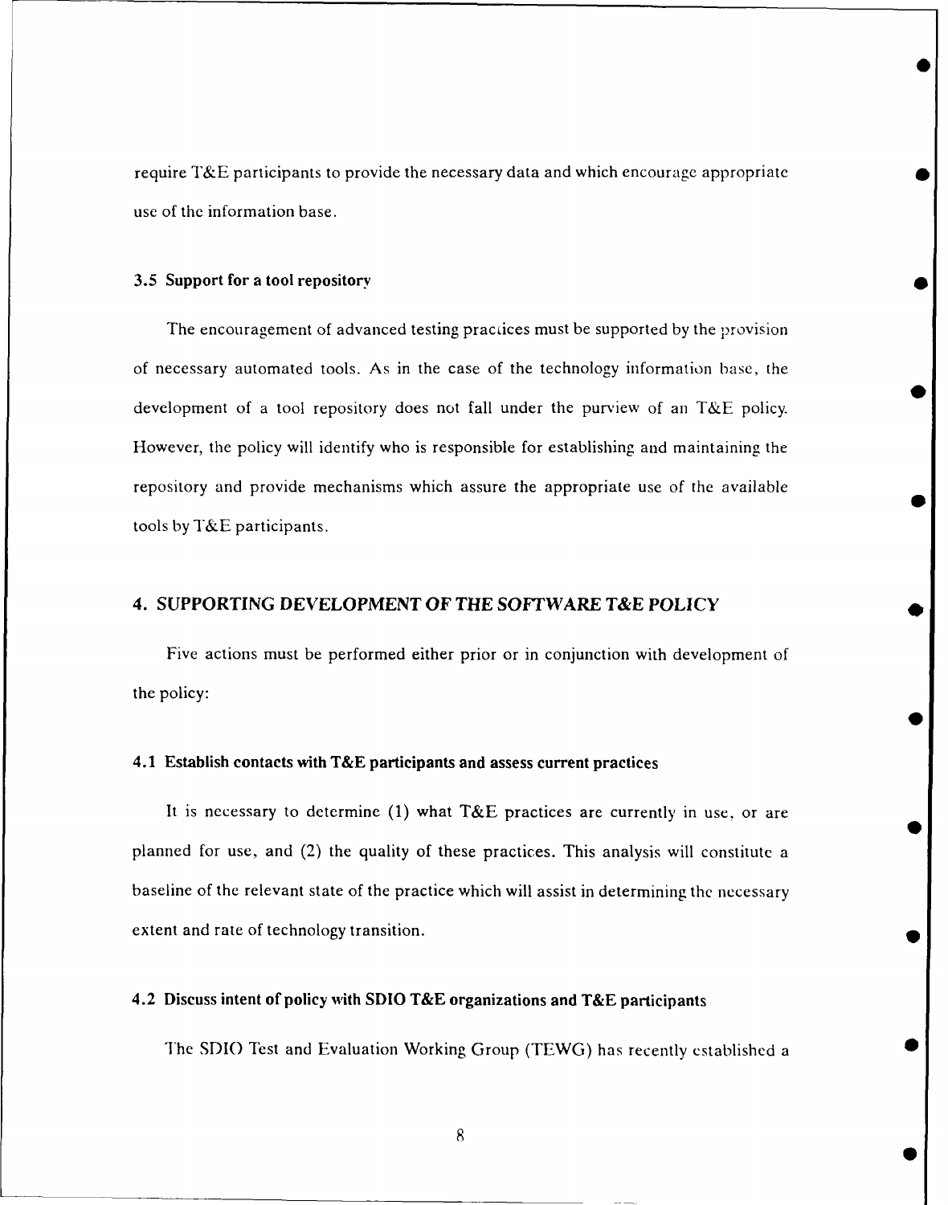require T&E participants to provide the necessary data and which encourage appropriate use of the information base.

### 3.5 Support for a tool repository

The encouragement of advanced testing practices must be supported by the provision of necessary automated tools. As in the case of the technology information base, the development of a tool repository does not fall under the purview of an T&E policy. However, the policy will identify who is responsible for establishing and maintaining the repository and provide mechanisms which assure the appropriate use of the available tools by T&E participants.

## 4. SUPPORTING DEVELOPMENT OF THE SOFTWARE T&E POLICY

Five actions must be performed either prior or in conjunction with development of the policy:

### 4.1 Establish contacts with T&E participants and assess current practices

It is necessary to determine (1) what T&E practices are currently in use, or are planned for use, and (2) the quality of these practices. This analysis will constitute a baseline of the relevant state of the practice which will assist in determining the necessary extent and rate of technology transition.

### 4.2 Discuss intent of policy with SDIO T&E organizations and T&E participants

The SDIO Test and Evaluation Working Group (TEWG) has recently established a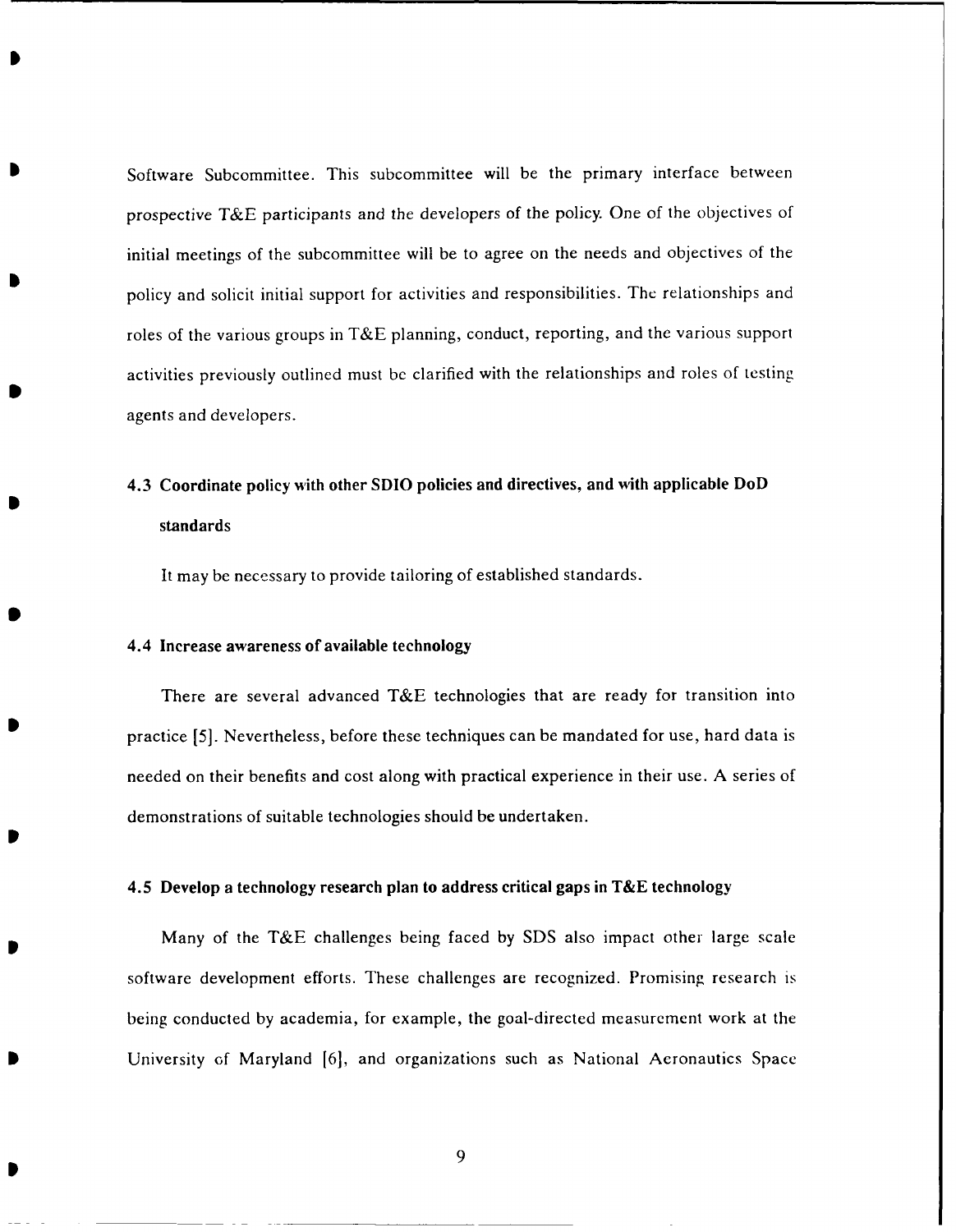Software Subcommittee. This subcommittee will be the primary interface between prospective T&E participants and the developers of the policy. One of the objectives of initial meetings of the subcommittee will be to agree on the needs and objectives of the policy and solicit initial support for activities and responsibilities. The relationships and roles of the various groups in T&E planning, conduct, reporting, and the various support activities previously outlined must be clarified with the relationships and roles of testing agents and developers.

### 4.3 Coordinate policy with other SDIO policies and directives, and with applicable DoD standards

It may be necessary to provide tailoring of established standards.

### 4.4 Increase awareness of available technology

There are several advanced T&E technologies that are ready for transition into practice [5]. Nevertheless, before these techniques can be mandated for use, hard data is needed on their benefits and cost along with practical experience in their use. A series of demonstrations of suitable technologies should be undertaken.

### 4.5 Develop a technology research plan to address critical gaps in T&E technology

Many of the T&E challenges being faced by SDS also impact other large scale software development efforts. These challenges are recognized. Promising research is being conducted by academia, for example, the goal-directed measurement work at the University of Maryland [6], and organizations such as National Aeronautics Space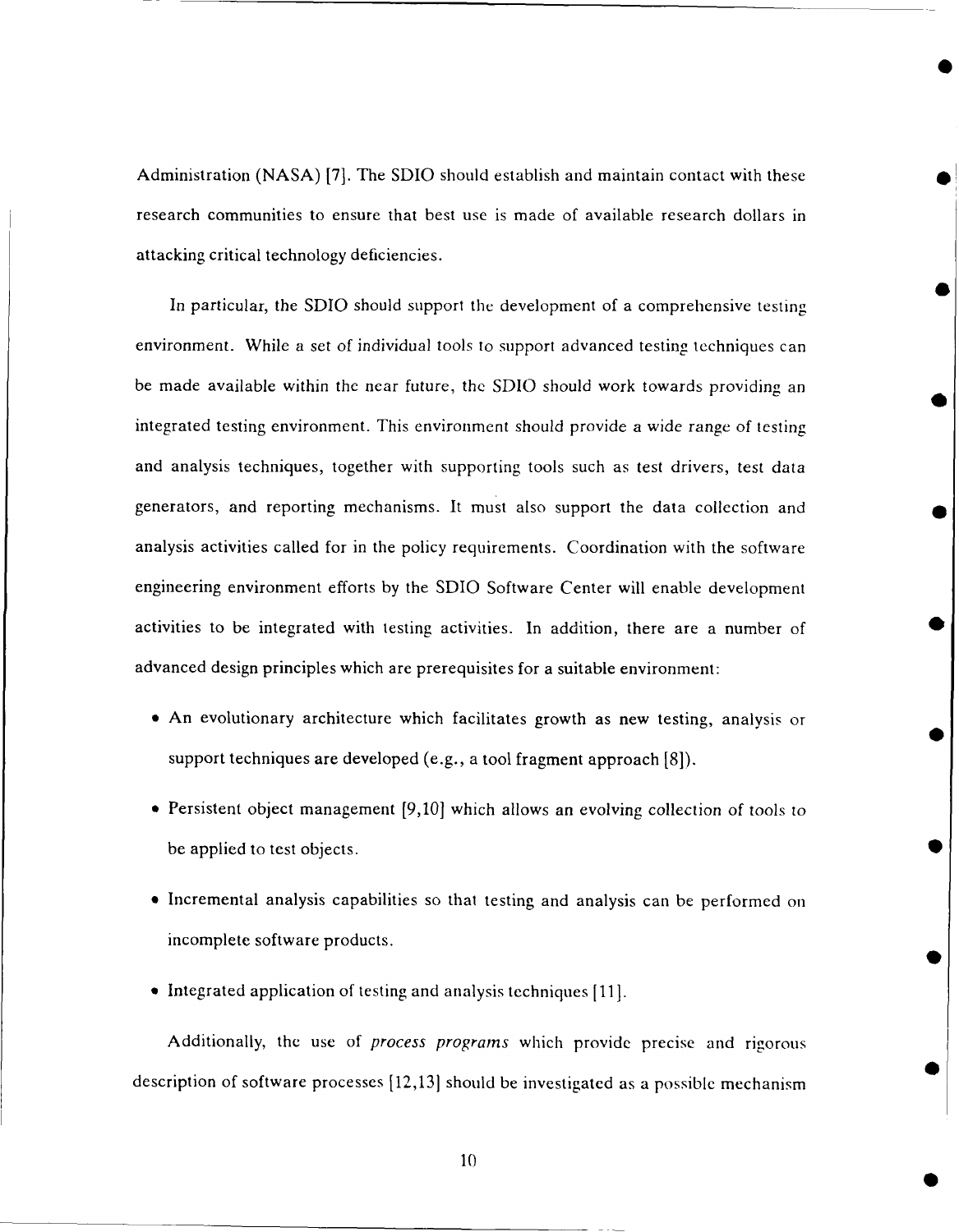Administration (NASA) [7]. The SDIO should establish and maintain contact with these research communities to ensure that best use is made of available research dollars in attacking critical technology deficiencies.

In particular, the SDIO should support the development of a comprehensive testing environment. While a set of individual tools to support advanced testing techniques can be made available within the near future, the SDIO should work towards providing an integrated testing environment. This environment should provide a wide range of testing and analysis techniques, together with supporting tools such as test drivers, test data generators, and reporting mechanisms. It must also support the data collection and analysis activities called for in the policy requirements. Coordination with the software engineering environment efforts by the SDIO Software Center will enable development activities to be integrated with testing activities. In addition, there are a number of advanced design principles which are prerequisites for a suitable environment:

- An evolutionary architecture which facilitates growth as new testing, analysis or support techniques are developed (e.g., a tool fragment approach [8]).
- Persistent object management [9,10] which allows an evolving collection of tools to be applied to test objects.
- Incremental analysis capabilities so that testing and analysis can be performed on incomplete software products.
- Integrated application of testing and analysis techniques [11].

Additionally, the use of *process programs* which provide precise and rigorous description of software processes [12,13] should be investigated as a possible mechanism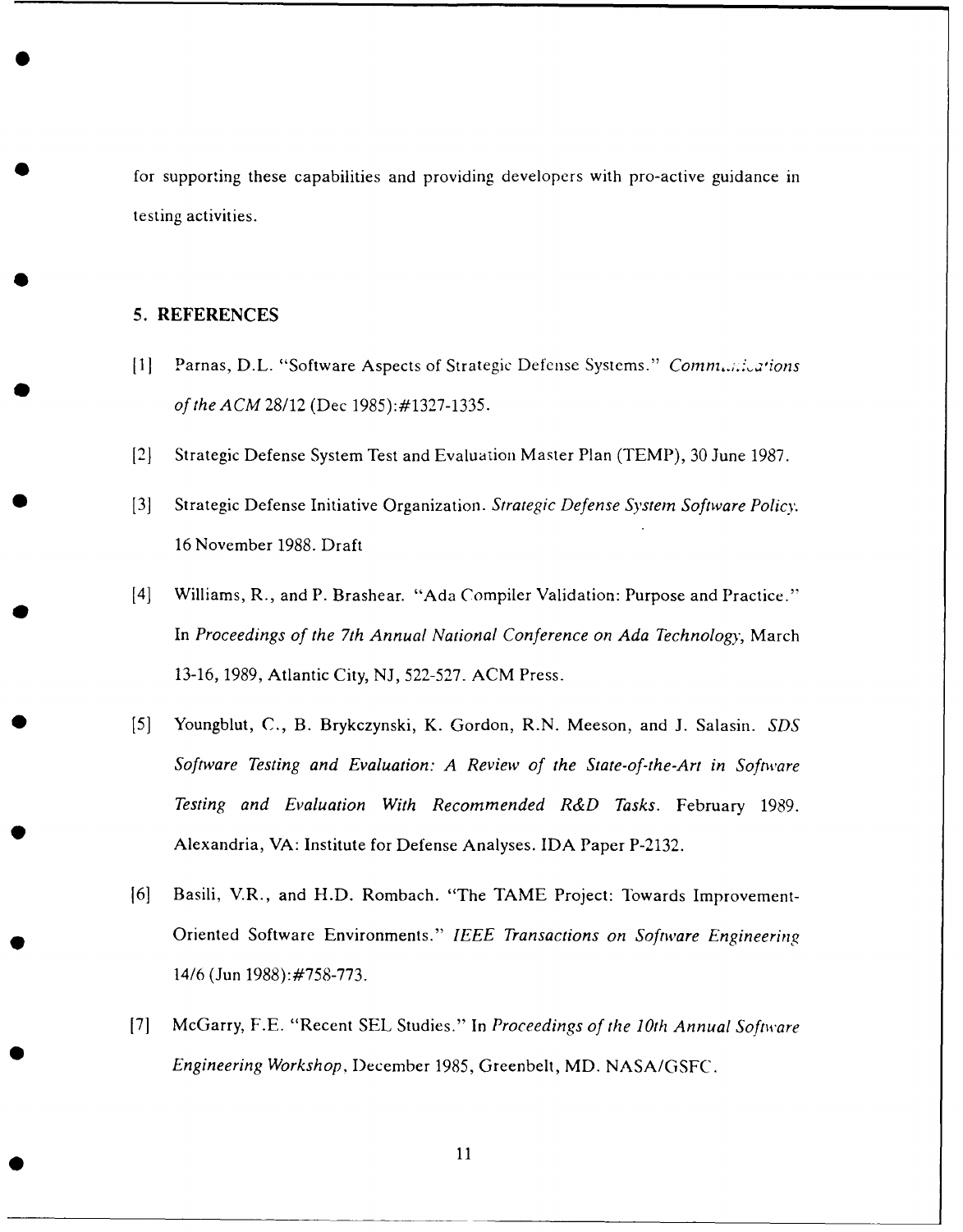for supporting these capabilities and providing developers with pro-active guidance in testing activities.

## 5. REFERENCES

[1] Parnas, D.L. "Software Aspects of Strategic Defense Systems." *Communications of the ACM* 28/12 (Dec 1985):#1327-1335.

[2] Strategic Defense System Test and Evaluation Master Plan (TEMP), 30 June 1987.

[3] Strategic Defense Initiative Organization. *Strategic Defense System Software Policy.* 16 November 1988. Draft

[4] Williams, R., and P. Brashear. "Ada Compiler Validation: Purpose and Practice." In *Proceedings of the 7th Annual National Conference on Ada Technology*, March 13-16, 1989, Atlantic City, NJ, 522-527. ACM Press.

[5] Youngblut, C., B. Brykczynski, K. Gordon, R.N. Meeson, and J. Salasin. *SDS Software Testing and Evaluation: A Review of the State-of-the-Art in Software Testing and Evaluation With Recommended R&D Tasks.* February 1989. Alexandria, VA: Institute for Defense Analyses. IDA Paper P-2132.

[6] Basili, V.R., and H.D. Rombach. "The TAME Project: Towards Improvement-Oriented Software Environments." *IEEE Transactions on Software Engineering* 14/6 (Jun 1988):#758-773.

[7] McGarry, F.E. "Recent SEL Studies." In *Proceedings of the 10th Annual Software Engineering Workshop*, December 1985, Greenbelt, MD. NASA/GSFC.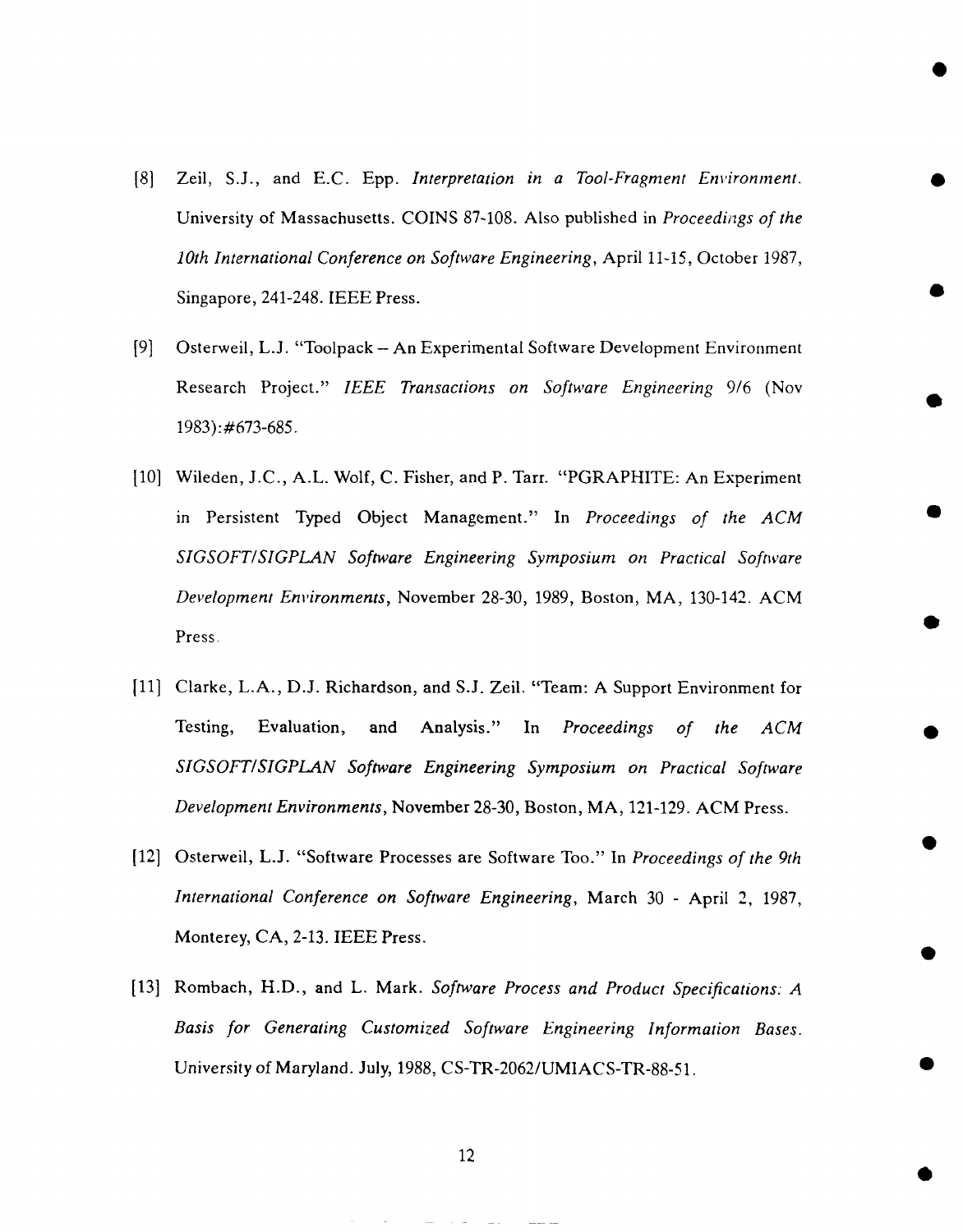[8] Zeil, S.J., and E.C. Epp. *Interpretation in a Tool-Fragment Environment*. University of Massachusetts. COINS 87-108. Also published in *Proceedings of the 10th International Conference on Software Engineering*, April 11-15, October 1987, Singapore, 241-248. IEEE Press.

[9] Osterweil, L.J. "Toolpack – An Experimental Software Development Environment Research Project." *IEEE Transactions on Software Engineering* 9/6 (Nov 1983):#673-685.

[10] Wileden, J.C., A.L. Wolf, C. Fisher, and P. Tarr. "PGRAPHITE: An Experiment in Persistent Typed Object Management." In *Proceedings of the ACM SIGSOFT/SIGPLAN Software Engineering Symposium on Practical Software Development Environments*, November 28-30, 1989, Boston, MA, 130-142. ACM Press.

[11] Clarke, L.A., D.J. Richardson, and S.J. Zeil. "Team: A Support Environment for Testing, Evaluation, and Analysis." In *Proceedings of the ACM SIGSOFT/SIGPLAN Software Engineering Symposium on Practical Software Development Environments*, November 28-30, Boston, MA, 121-129. ACM Press.

[12] Osterweil, L.J. "Software Processes are Software Too." In *Proceedings of the 9th International Conference on Software Engineering*, March 30 - April 2, 1987, Monterey, CA, 2-13. IEEE Press.

[13] Rombach, H.D., and L. Mark. *Software Process and Product Specifications: A Basis for Generating Customized Software Engineering Information Bases*. University of Maryland. July, 1988, CS-TR-2062/UMIACS-TR-88-51.